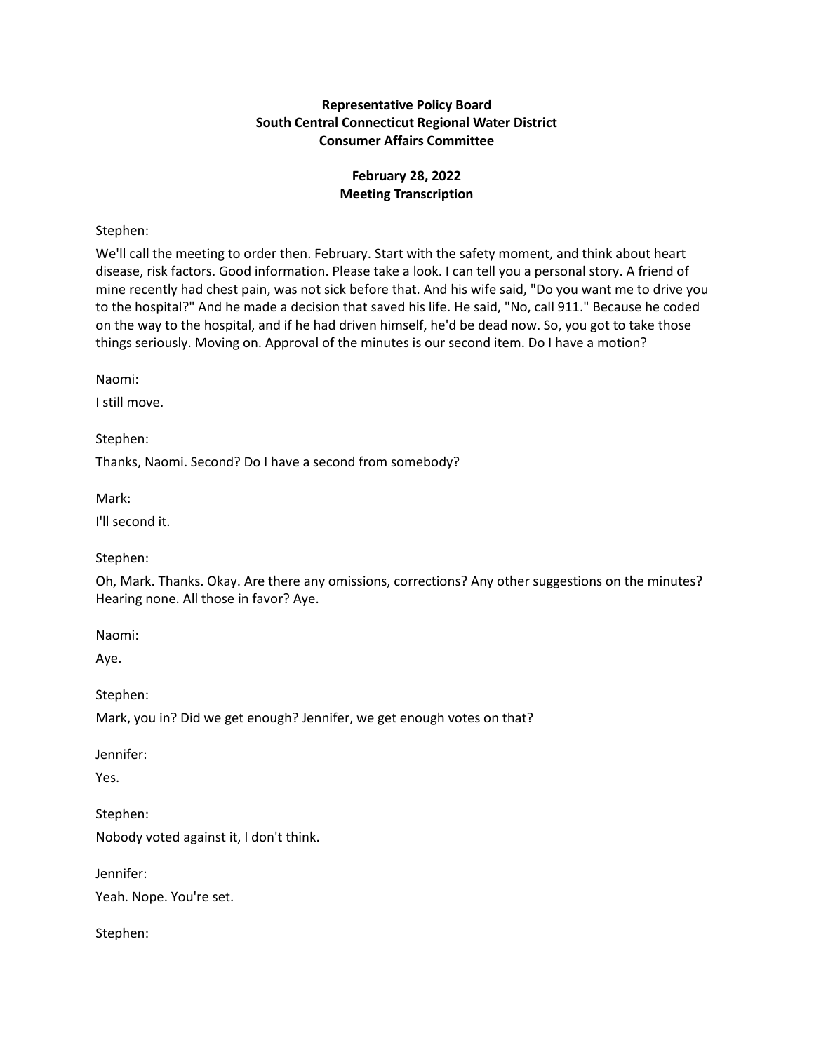**Representative Policy Board**
**South Central Connecticut Regional Water District**
**Consumer Affairs Committee**

**February 28, 2022**
**Meeting Transcription**

Stephen:

We'll call the meeting to order then. February. Start with the safety moment, and think about heart disease, risk factors. Good information. Please take a look. I can tell you a personal story. A friend of mine recently had chest pain, was not sick before that. And his wife said, "Do you want me to drive you to the hospital?" And he made a decision that saved his life. He said, "No, call 911." Because he coded on the way to the hospital, and if he had driven himself, he'd be dead now. So, you got to take those things seriously. Moving on. Approval of the minutes is our second item. Do I have a motion?

Naomi:

I still move.

Stephen:

Thanks, Naomi. Second? Do I have a second from somebody?

Mark:

I'll second it.

Stephen:

Oh, Mark. Thanks. Okay. Are there any omissions, corrections? Any other suggestions on the minutes? Hearing none. All those in favor? Aye.

Naomi:

Aye.

Stephen:

Mark, you in? Did we get enough? Jennifer, we get enough votes on that?

Jennifer:

Yes.

Stephen:

Nobody voted against it, I don't think.

Jennifer:

Yeah. Nope. You're set.

Stephen: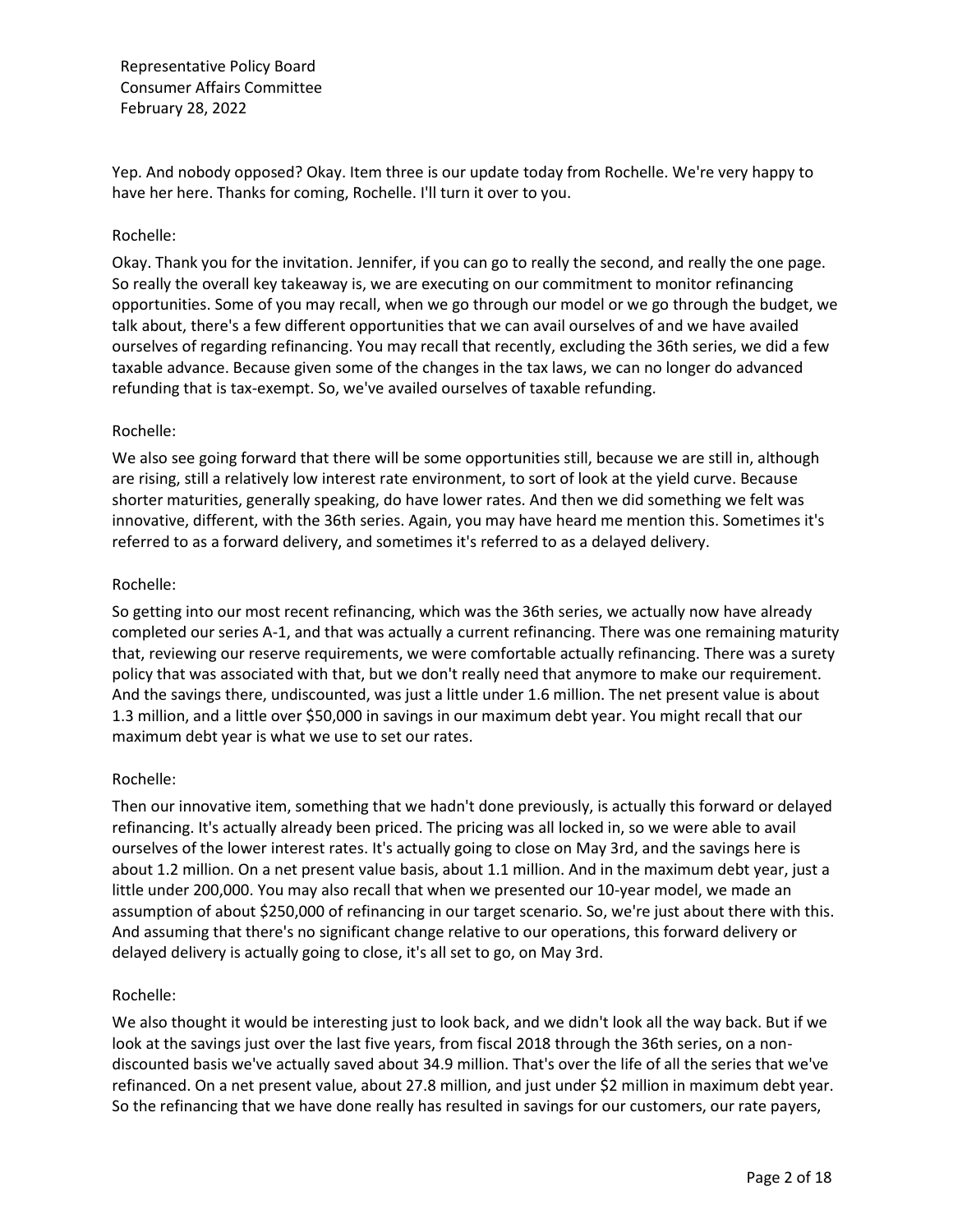Representative Policy Board
Consumer Affairs Committee
February 28, 2022

Yep. And nobody opposed? Okay. Item three is our update today from Rochelle. We're very happy to have her here. Thanks for coming, Rochelle. I'll turn it over to you.

Rochelle:

Okay. Thank you for the invitation. Jennifer, if you can go to really the second, and really the one page. So really the overall key takeaway is, we are executing on our commitment to monitor refinancing opportunities. Some of you may recall, when we go through our model or we go through the budget, we talk about, there's a few different opportunities that we can avail ourselves of and we have availed ourselves of regarding refinancing. You may recall that recently, excluding the 36th series, we did a few taxable advance. Because given some of the changes in the tax laws, we can no longer do advanced refunding that is tax-exempt. So, we've availed ourselves of taxable refunding.

Rochelle:

We also see going forward that there will be some opportunities still, because we are still in, although are rising, still a relatively low interest rate environment, to sort of look at the yield curve. Because shorter maturities, generally speaking, do have lower rates. And then we did something we felt was innovative, different, with the 36th series. Again, you may have heard me mention this. Sometimes it's referred to as a forward delivery, and sometimes it's referred to as a delayed delivery.

Rochelle:

So getting into our most recent refinancing, which was the 36th series, we actually now have already completed our series A-1, and that was actually a current refinancing. There was one remaining maturity that, reviewing our reserve requirements, we were comfortable actually refinancing. There was a surety policy that was associated with that, but we don't really need that anymore to make our requirement. And the savings there, undiscounted, was just a little under 1.6 million. The net present value is about 1.3 million, and a little over $50,000 in savings in our maximum debt year. You might recall that our maximum debt year is what we use to set our rates.

Rochelle:

Then our innovative item, something that we hadn't done previously, is actually this forward or delayed refinancing. It's actually already been priced. The pricing was all locked in, so we were able to avail ourselves of the lower interest rates. It's actually going to close on May 3rd, and the savings here is about 1.2 million. On a net present value basis, about 1.1 million. And in the maximum debt year, just a little under 200,000. You may also recall that when we presented our 10-year model, we made an assumption of about $250,000 of refinancing in our target scenario. So, we're just about there with this. And assuming that there's no significant change relative to our operations, this forward delivery or delayed delivery is actually going to close, it's all set to go, on May 3rd.

Rochelle:

We also thought it would be interesting just to look back, and we didn't look all the way back. But if we look at the savings just over the last five years, from fiscal 2018 through the 36th series, on a non-discounted basis we've actually saved about 34.9 million. That's over the life of all the series that we've refinanced. On a net present value, about 27.8 million, and just under $2 million in maximum debt year. So the refinancing that we have done really has resulted in savings for our customers, our rate payers,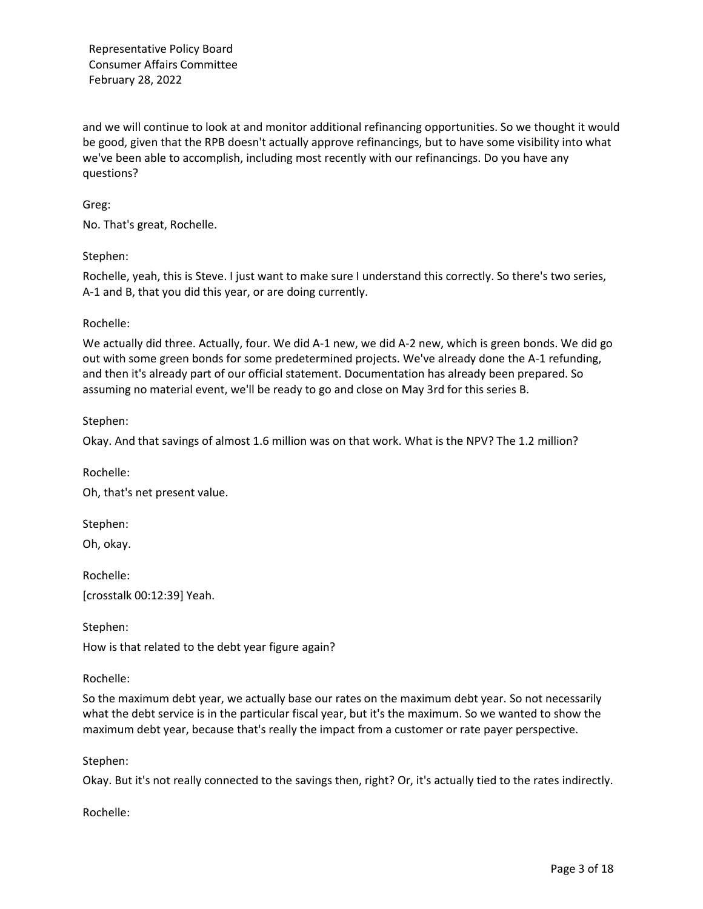and we will continue to look at and monitor additional refinancing opportunities. So we thought it would be good, given that the RPB doesn't actually approve refinancings, but to have some visibility into what we've been able to accomplish, including most recently with our refinancings. Do you have any questions?

Greg:

No. That's great, Rochelle.

Stephen:

Rochelle, yeah, this is Steve. I just want to make sure I understand this correctly. So there's two series, A-1 and B, that you did this year, or are doing currently.

Rochelle:

We actually did three. Actually, four. We did A-1 new, we did A-2 new, which is green bonds. We did go out with some green bonds for some predetermined projects. We've already done the A-1 refunding, and then it's already part of our official statement. Documentation has already been prepared. So assuming no material event, we'll be ready to go and close on May 3rd for this series B.

Stephen:

Okay. And that savings of almost 1.6 million was on that work. What is the NPV? The 1.2 million?

Rochelle:

Oh, that's net present value.

Stephen:

Oh, okay.

Rochelle:

[crosstalk 00:12:39] Yeah.

Stephen:

How is that related to the debt year figure again?

Rochelle:

So the maximum debt year, we actually base our rates on the maximum debt year. So not necessarily what the debt service is in the particular fiscal year, but it's the maximum. So we wanted to show the maximum debt year, because that's really the impact from a customer or rate payer perspective.

Stephen:

Okay. But it's not really connected to the savings then, right? Or, it's actually tied to the rates indirectly.

Rochelle: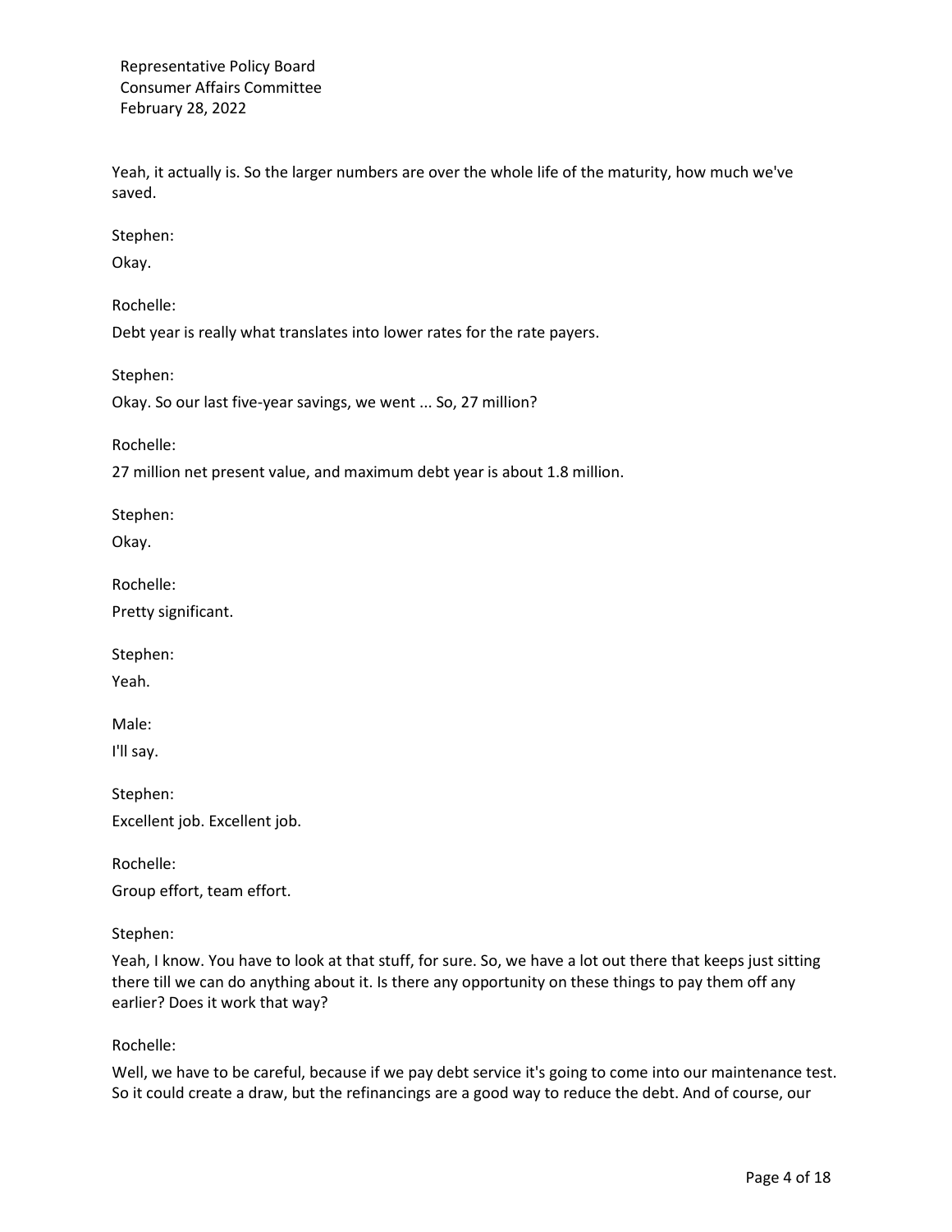Yeah, it actually is. So the larger numbers are over the whole life of the maturity, how much we've saved.

Stephen:

Okay.

Rochelle:

Debt year is really what translates into lower rates for the rate payers.

Stephen:

Okay. So our last five-year savings, we went ... So, 27 million?

Rochelle:

27 million net present value, and maximum debt year is about 1.8 million.

Stephen:

Okay.

Rochelle:

Pretty significant.

Stephen:

Yeah.

Male:

I'll say.

Stephen:

Excellent job. Excellent job.

Rochelle:

Group effort, team effort.

Stephen:

Yeah, I know. You have to look at that stuff, for sure. So, we have a lot out there that keeps just sitting there till we can do anything about it. Is there any opportunity on these things to pay them off any earlier? Does it work that way?

Rochelle:

Well, we have to be careful, because if we pay debt service it's going to come into our maintenance test. So it could create a draw, but the refinancings are a good way to reduce the debt. And of course, our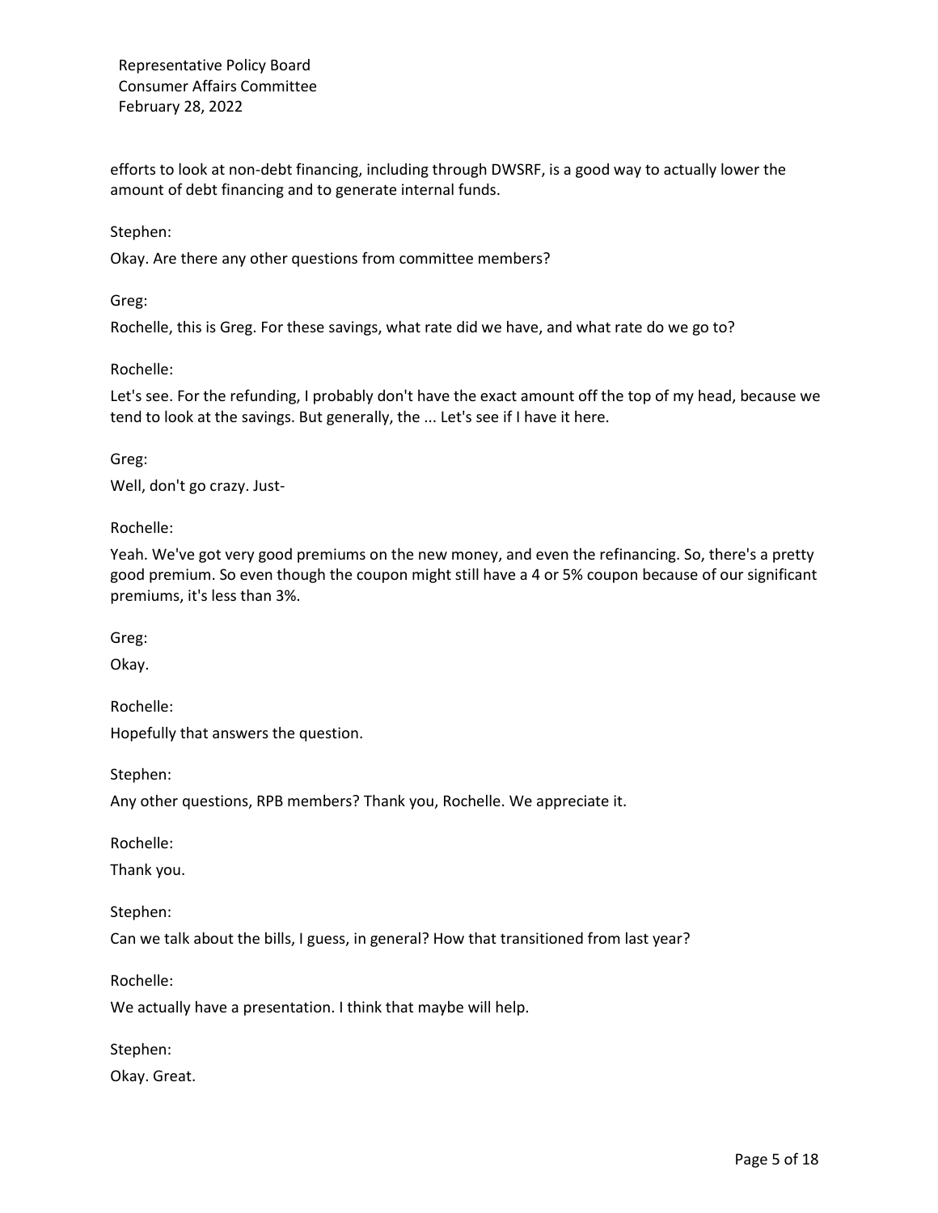efforts to look at non-debt financing, including through DWSRF, is a good way to actually lower the amount of debt financing and to generate internal funds.

Stephen:

Okay. Are there any other questions from committee members?

Greg:

Rochelle, this is Greg. For these savings, what rate did we have, and what rate do we go to?

Rochelle:

Let's see. For the refunding, I probably don't have the exact amount off the top of my head, because we tend to look at the savings. But generally, the ... Let's see if I have it here.

Greg:

Well, don't go crazy. Just-

Rochelle:

Yeah. We've got very good premiums on the new money, and even the refinancing. So, there's a pretty good premium. So even though the coupon might still have a 4 or 5% coupon because of our significant premiums, it's less than 3%.

Greg:

Okay.

Rochelle:

Hopefully that answers the question.

Stephen:

Any other questions, RPB members? Thank you, Rochelle. We appreciate it.

Rochelle:

Thank you.

Stephen:

Can we talk about the bills, I guess, in general? How that transitioned from last year?

Rochelle:

We actually have a presentation. I think that maybe will help.

Stephen:

Okay. Great.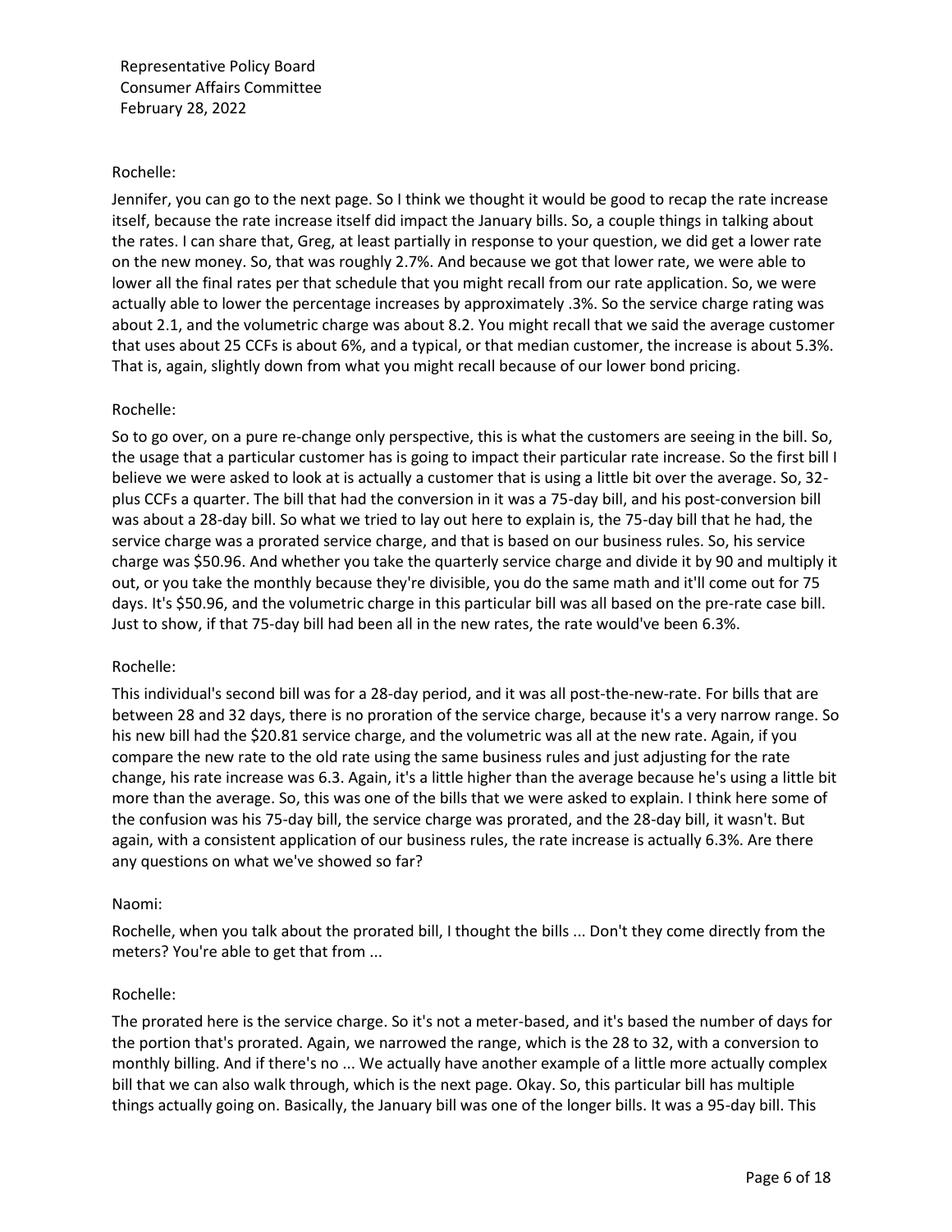Representative Policy Board
Consumer Affairs Committee
February 28, 2022

Rochelle:

Jennifer, you can go to the next page. So I think we thought it would be good to recap the rate increase itself, because the rate increase itself did impact the January bills. So, a couple things in talking about the rates. I can share that, Greg, at least partially in response to your question, we did get a lower rate on the new money. So, that was roughly 2.7%. And because we got that lower rate, we were able to lower all the final rates per that schedule that you might recall from our rate application. So, we were actually able to lower the percentage increases by approximately .3%. So the service charge rating was about 2.1, and the volumetric charge was about 8.2. You might recall that we said the average customer that uses about 25 CCFs is about 6%, and a typical, or that median customer, the increase is about 5.3%. That is, again, slightly down from what you might recall because of our lower bond pricing.

Rochelle:

So to go over, on a pure re-change only perspective, this is what the customers are seeing in the bill. So, the usage that a particular customer has is going to impact their particular rate increase. So the first bill I believe we were asked to look at is actually a customer that is using a little bit over the average. So, 32-plus CCFs a quarter. The bill that had the conversion in it was a 75-day bill, and his post-conversion bill was about a 28-day bill. So what we tried to lay out here to explain is, the 75-day bill that he had, the service charge was a prorated service charge, and that is based on our business rules. So, his service charge was $50.96. And whether you take the quarterly service charge and divide it by 90 and multiply it out, or you take the monthly because they're divisible, you do the same math and it'll come out for 75 days. It's $50.96, and the volumetric charge in this particular bill was all based on the pre-rate case bill. Just to show, if that 75-day bill had been all in the new rates, the rate would've been 6.3%.

Rochelle:

This individual's second bill was for a 28-day period, and it was all post-the-new-rate. For bills that are between 28 and 32 days, there is no proration of the service charge, because it's a very narrow range. So his new bill had the $20.81 service charge, and the volumetric was all at the new rate. Again, if you compare the new rate to the old rate using the same business rules and just adjusting for the rate change, his rate increase was 6.3. Again, it's a little higher than the average because he's using a little bit more than the average. So, this was one of the bills that we were asked to explain. I think here some of the confusion was his 75-day bill, the service charge was prorated, and the 28-day bill, it wasn't. But again, with a consistent application of our business rules, the rate increase is actually 6.3%. Are there any questions on what we've showed so far?

Naomi:

Rochelle, when you talk about the prorated bill, I thought the bills ... Don't they come directly from the meters? You're able to get that from ...

Rochelle:

The prorated here is the service charge. So it's not a meter-based, and it's based the number of days for the portion that's prorated. Again, we narrowed the range, which is the 28 to 32, with a conversion to monthly billing. And if there's no ... We actually have another example of a little more actually complex bill that we can also walk through, which is the next page. Okay. So, this particular bill has multiple things actually going on. Basically, the January bill was one of the longer bills. It was a 95-day bill. This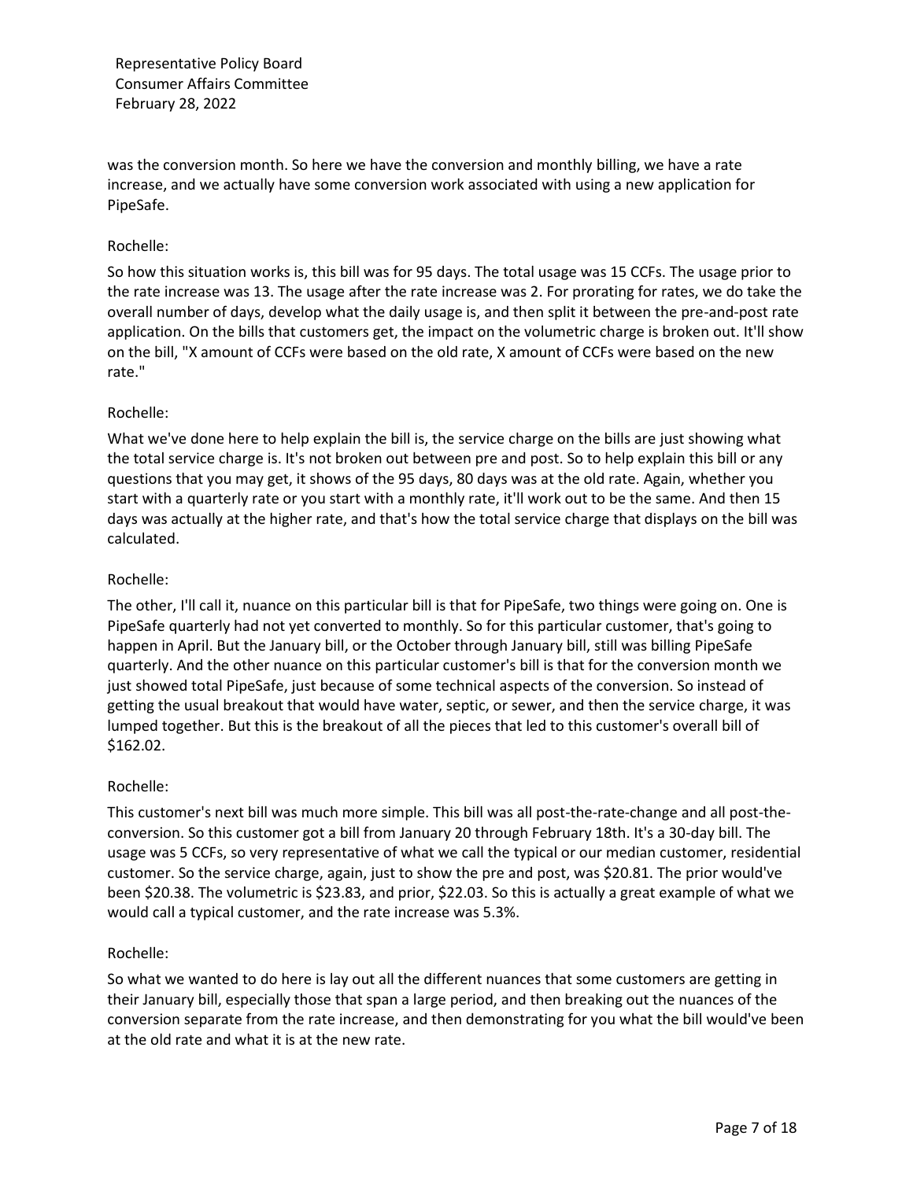was the conversion month. So here we have the conversion and monthly billing, we have a rate increase, and we actually have some conversion work associated with using a new application for PipeSafe.

Rochelle:

So how this situation works is, this bill was for 95 days. The total usage was 15 CCFs. The usage prior to the rate increase was 13. The usage after the rate increase was 2. For prorating for rates, we do take the overall number of days, develop what the daily usage is, and then split it between the pre-and-post rate application. On the bills that customers get, the impact on the volumetric charge is broken out. It'll show on the bill, "X amount of CCFs were based on the old rate, X amount of CCFs were based on the new rate."

Rochelle:

What we've done here to help explain the bill is, the service charge on the bills are just showing what the total service charge is. It's not broken out between pre and post. So to help explain this bill or any questions that you may get, it shows of the 95 days, 80 days was at the old rate. Again, whether you start with a quarterly rate or you start with a monthly rate, it'll work out to be the same. And then 15 days was actually at the higher rate, and that's how the total service charge that displays on the bill was calculated.

Rochelle:

The other, I'll call it, nuance on this particular bill is that for PipeSafe, two things were going on. One is PipeSafe quarterly had not yet converted to monthly. So for this particular customer, that's going to happen in April. But the January bill, or the October through January bill, still was billing PipeSafe quarterly. And the other nuance on this particular customer's bill is that for the conversion month we just showed total PipeSafe, just because of some technical aspects of the conversion. So instead of getting the usual breakout that would have water, septic, or sewer, and then the service charge, it was lumped together. But this is the breakout of all the pieces that led to this customer's overall bill of $162.02.

Rochelle:

This customer's next bill was much more simple. This bill was all post-the-rate-change and all post-the-conversion. So this customer got a bill from January 20 through February 18th. It's a 30-day bill. The usage was 5 CCFs, so very representative of what we call the typical or our median customer, residential customer. So the service charge, again, just to show the pre and post, was $20.81. The prior would've been $20.38. The volumetric is $23.83, and prior, $22.03. So this is actually a great example of what we would call a typical customer, and the rate increase was 5.3%.

Rochelle:

So what we wanted to do here is lay out all the different nuances that some customers are getting in their January bill, especially those that span a large period, and then breaking out the nuances of the conversion separate from the rate increase, and then demonstrating for you what the bill would've been at the old rate and what it is at the new rate.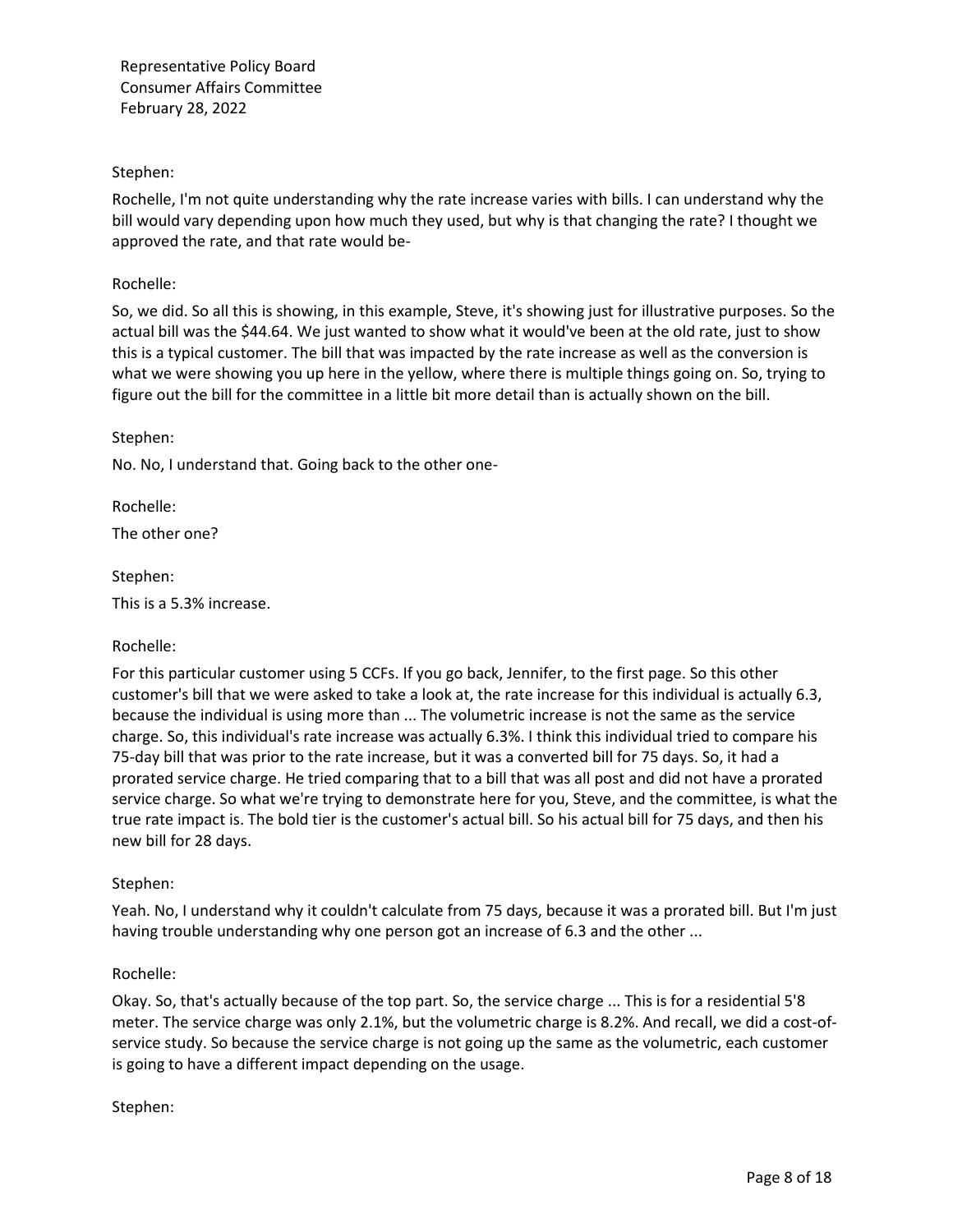Stephen:

Rochelle, I'm not quite understanding why the rate increase varies with bills. I can understand why the bill would vary depending upon how much they used, but why is that changing the rate? I thought we approved the rate, and that rate would be-

Rochelle:

So, we did. So all this is showing, in this example, Steve, it's showing just for illustrative purposes. So the actual bill was the $44.64. We just wanted to show what it would've been at the old rate, just to show this is a typical customer. The bill that was impacted by the rate increase as well as the conversion is what we were showing you up here in the yellow, where there is multiple things going on. So, trying to figure out the bill for the committee in a little bit more detail than is actually shown on the bill.

Stephen:

No. No, I understand that. Going back to the other one-

Rochelle:

The other one?

Stephen:

This is a 5.3% increase.

Rochelle:

For this particular customer using 5 CCFs. If you go back, Jennifer, to the first page. So this other customer's bill that we were asked to take a look at, the rate increase for this individual is actually 6.3, because the individual is using more than ... The volumetric increase is not the same as the service charge. So, this individual's rate increase was actually 6.3%. I think this individual tried to compare his 75-day bill that was prior to the rate increase, but it was a converted bill for 75 days. So, it had a prorated service charge. He tried comparing that to a bill that was all post and did not have a prorated service charge. So what we're trying to demonstrate here for you, Steve, and the committee, is what the true rate impact is. The bold tier is the customer's actual bill. So his actual bill for 75 days, and then his new bill for 28 days.

Stephen:

Yeah. No, I understand why it couldn't calculate from 75 days, because it was a prorated bill. But I'm just having trouble understanding why one person got an increase of 6.3 and the other ...

Rochelle:

Okay. So, that's actually because of the top part. So, the service charge ... This is for a residential 5'8 meter. The service charge was only 2.1%, but the volumetric charge is 8.2%. And recall, we did a cost-of-service study. So because the service charge is not going up the same as the volumetric, each customer is going to have a different impact depending on the usage.

Stephen: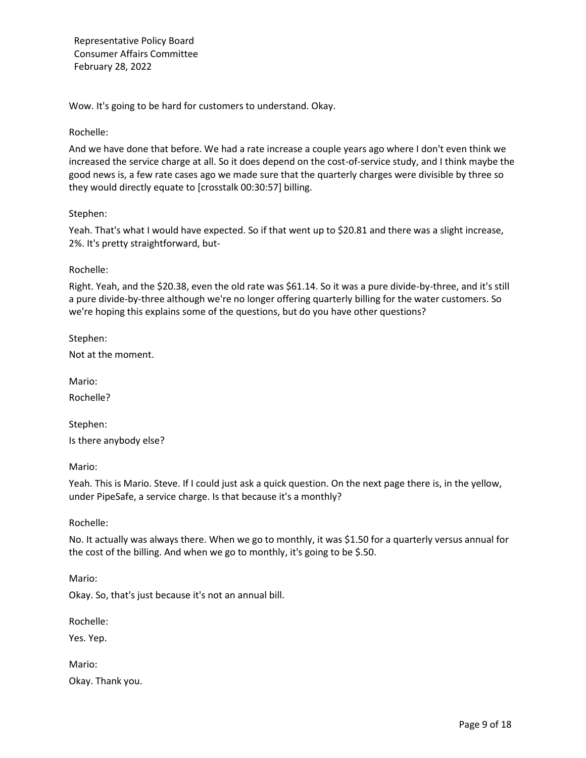Wow. It's going to be hard for customers to understand. Okay.

Rochelle:

And we have done that before. We had a rate increase a couple years ago where I don't even think we increased the service charge at all. So it does depend on the cost-of-service study, and I think maybe the good news is, a few rate cases ago we made sure that the quarterly charges were divisible by three so they would directly equate to [crosstalk 00:30:57] billing.

Stephen:

Yeah. That's what I would have expected. So if that went up to $20.81 and there was a slight increase, 2%. It's pretty straightforward, but-

Rochelle:

Right. Yeah, and the $20.38, even the old rate was $61.14. So it was a pure divide-by-three, and it's still a pure divide-by-three although we're no longer offering quarterly billing for the water customers. So we're hoping this explains some of the questions, but do you have other questions?

Stephen:

Not at the moment.

Mario:

Rochelle?

Stephen:

Is there anybody else?

Mario:

Yeah. This is Mario. Steve. If I could just ask a quick question. On the next page there is, in the yellow, under PipeSafe, a service charge. Is that because it's a monthly?

Rochelle:

No. It actually was always there. When we go to monthly, it was $1.50 for a quarterly versus annual for the cost of the billing. And when we go to monthly, it's going to be $.50.

Mario:

Okay. So, that's just because it's not an annual bill.

Rochelle:

Yes. Yep.

Mario:

Okay. Thank you.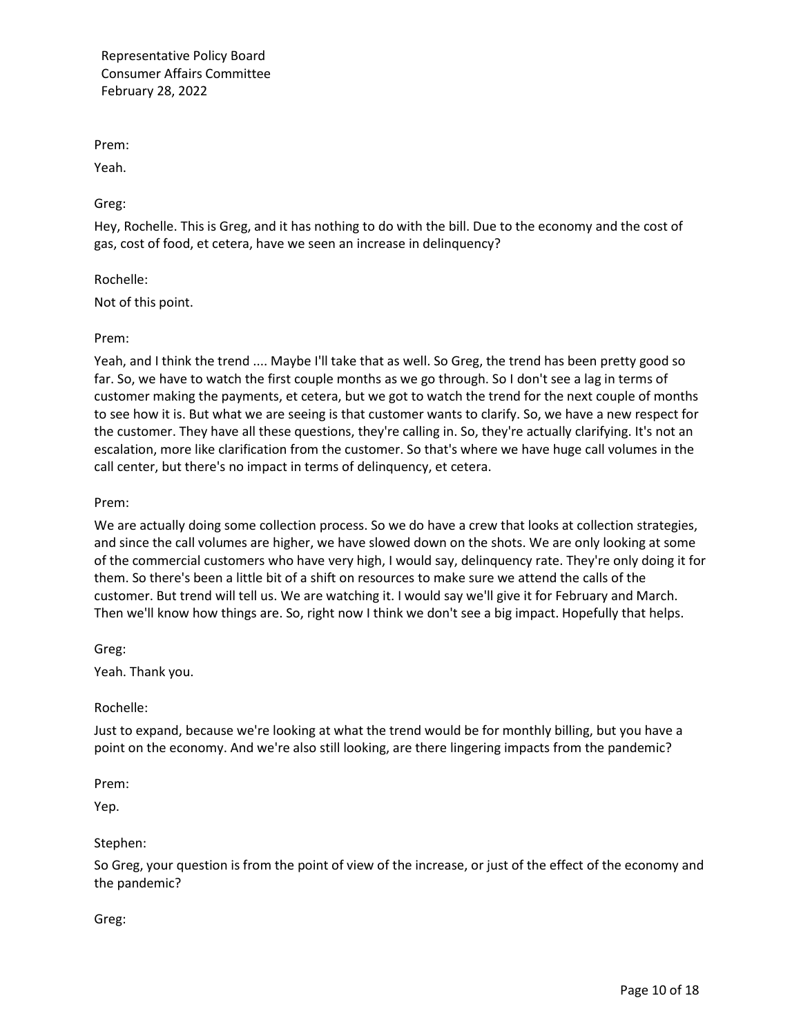Prem:

Yeah.

Greg:

Hey, Rochelle. This is Greg, and it has nothing to do with the bill. Due to the economy and the cost of gas, cost of food, et cetera, have we seen an increase in delinquency?

Rochelle:

Not of this point.

Prem:

Yeah, and I think the trend .... Maybe I'll take that as well. So Greg, the trend has been pretty good so far. So, we have to watch the first couple months as we go through. So I don't see a lag in terms of customer making the payments, et cetera, but we got to watch the trend for the next couple of months to see how it is. But what we are seeing is that customer wants to clarify. So, we have a new respect for the customer. They have all these questions, they're calling in. So, they're actually clarifying. It's not an escalation, more like clarification from the customer. So that's where we have huge call volumes in the call center, but there's no impact in terms of delinquency, et cetera.

Prem:

We are actually doing some collection process. So we do have a crew that looks at collection strategies, and since the call volumes are higher, we have slowed down on the shots. We are only looking at some of the commercial customers who have very high, I would say, delinquency rate. They're only doing it for them. So there's been a little bit of a shift on resources to make sure we attend the calls of the customer. But trend will tell us. We are watching it. I would say we'll give it for February and March. Then we'll know how things are. So, right now I think we don't see a big impact. Hopefully that helps.

Greg:

Yeah. Thank you.

Rochelle:

Just to expand, because we're looking at what the trend would be for monthly billing, but you have a point on the economy. And we're also still looking, are there lingering impacts from the pandemic?

Prem:

Yep.

Stephen:

So Greg, your question is from the point of view of the increase, or just of the effect of the economy and the pandemic?

Greg: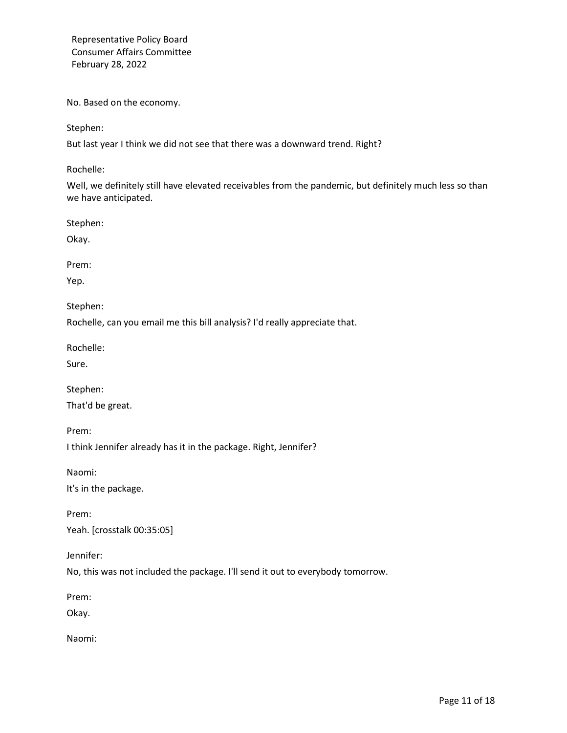No. Based on the economy.

Stephen:

But last year I think we did not see that there was a downward trend. Right?

Rochelle:

Well, we definitely still have elevated receivables from the pandemic, but definitely much less so than we have anticipated.

Stephen:

Okay.

Prem:

Yep.

Stephen:

Rochelle, can you email me this bill analysis? I'd really appreciate that.

Rochelle:

Sure.

Stephen:

That'd be great.

Prem:

I think Jennifer already has it in the package. Right, Jennifer?

Naomi:

It's in the package.

Prem:

Yeah. [crosstalk 00:35:05]

Jennifer:

No, this was not included the package. I'll send it out to everybody tomorrow.

Prem:

Okay.

Naomi: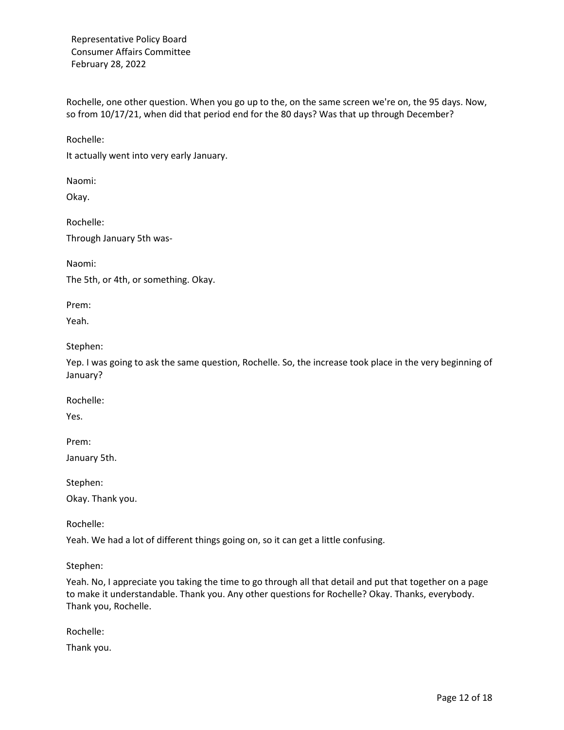Rochelle, one other question. When you go up to the, on the same screen we're on, the 95 days. Now, so from 10/17/21, when did that period end for the 80 days? Was that up through December?

Rochelle:

It actually went into very early January.

Naomi:

Okay.

Rochelle:

Through January 5th was-

Naomi:

The 5th, or 4th, or something. Okay.

Prem:

Yeah.

Stephen:

Yep. I was going to ask the same question, Rochelle. So, the increase took place in the very beginning of January?

Rochelle:

Yes.

Prem:

January 5th.

Stephen:

Okay. Thank you.

Rochelle:

Yeah. We had a lot of different things going on, so it can get a little confusing.

Stephen:

Yeah. No, I appreciate you taking the time to go through all that detail and put that together on a page to make it understandable. Thank you. Any other questions for Rochelle? Okay. Thanks, everybody. Thank you, Rochelle.

Rochelle:

Thank you.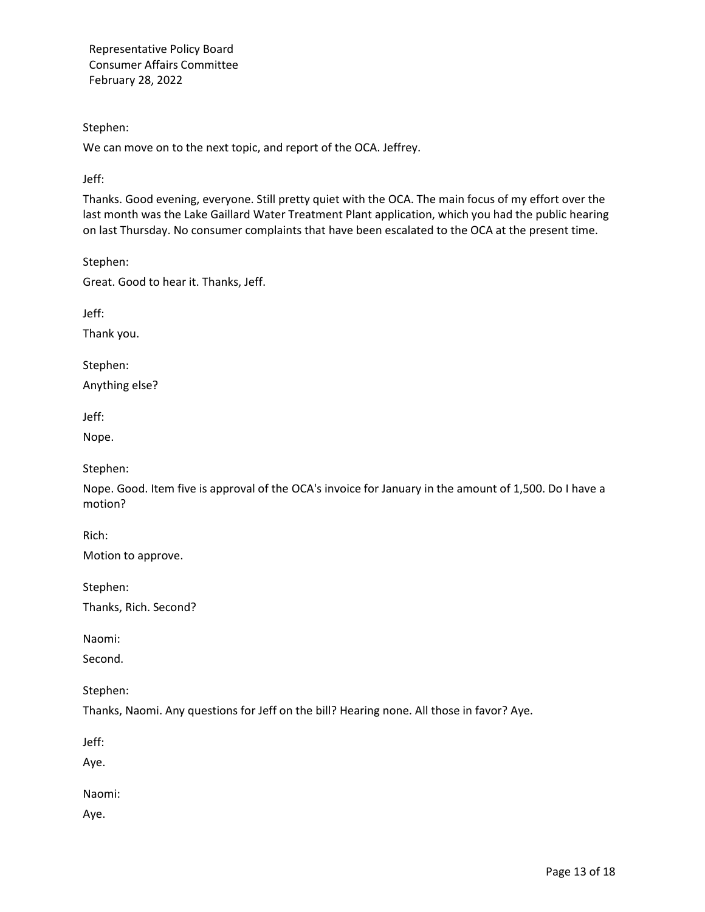Stephen:

We can move on to the next topic, and report of the OCA. Jeffrey.

Jeff:

Thanks. Good evening, everyone. Still pretty quiet with the OCA. The main focus of my effort over the last month was the Lake Gaillard Water Treatment Plant application, which you had the public hearing on last Thursday. No consumer complaints that have been escalated to the OCA at the present time.

Stephen:

Great. Good to hear it. Thanks, Jeff.

Jeff:

Thank you.

Stephen:

Anything else?

Jeff:

Nope.

Stephen:

Nope. Good. Item five is approval of the OCA's invoice for January in the amount of 1,500. Do I have a motion?

Rich:

Motion to approve.

Stephen:

Thanks, Rich. Second?

Naomi:

Second.

Stephen:

Thanks, Naomi. Any questions for Jeff on the bill? Hearing none. All those in favor? Aye.

Jeff:

Aye.

Naomi:

Aye.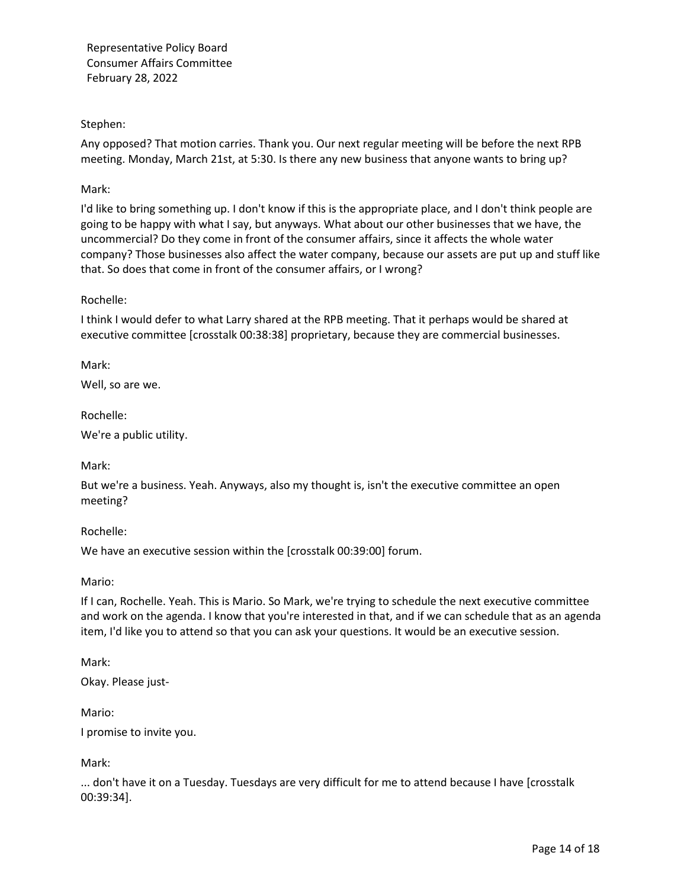Stephen:

Any opposed? That motion carries. Thank you. Our next regular meeting will be before the next RPB meeting. Monday, March 21st, at 5:30. Is there any new business that anyone wants to bring up?

Mark:

I'd like to bring something up. I don't know if this is the appropriate place, and I don't think people are going to be happy with what I say, but anyways. What about our other businesses that we have, the uncommercial? Do they come in front of the consumer affairs, since it affects the whole water company? Those businesses also affect the water company, because our assets are put up and stuff like that. So does that come in front of the consumer affairs, or I wrong?

Rochelle:

I think I would defer to what Larry shared at the RPB meeting. That it perhaps would be shared at executive committee [crosstalk 00:38:38] proprietary, because they are commercial businesses.

Mark:

Well, so are we.

Rochelle:

We're a public utility.

Mark:

But we're a business. Yeah. Anyways, also my thought is, isn't the executive committee an open meeting?

Rochelle:

We have an executive session within the [crosstalk 00:39:00] forum.

Mario:

If I can, Rochelle. Yeah. This is Mario. So Mark, we're trying to schedule the next executive committee and work on the agenda. I know that you're interested in that, and if we can schedule that as an agenda item, I'd like you to attend so that you can ask your questions. It would be an executive session.

Mark:

Okay. Please just-

Mario:

I promise to invite you.

Mark:

... don't have it on a Tuesday. Tuesdays are very difficult for me to attend because I have [crosstalk 00:39:34].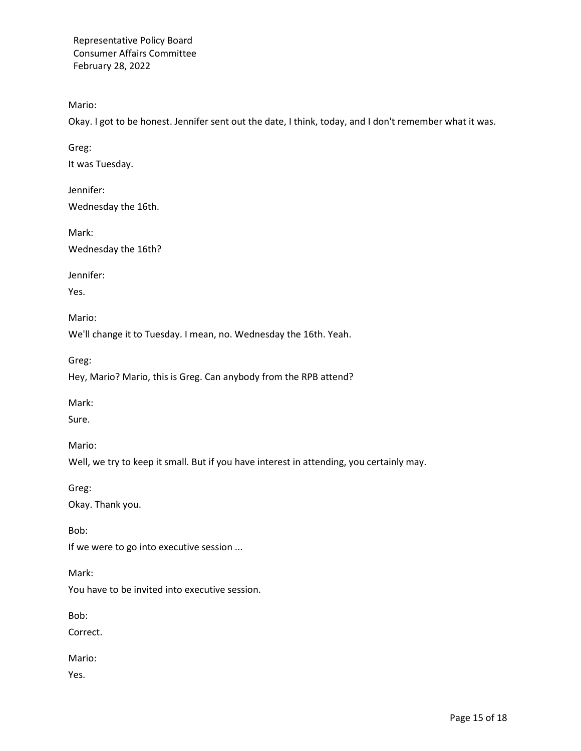Mario:

Okay. I got to be honest. Jennifer sent out the date, I think, today, and I don't remember what it was.

Greg:

It was Tuesday.

Jennifer:

Wednesday the 16th.

Mark:

Wednesday the 16th?

Jennifer:

Yes.

Mario:

We'll change it to Tuesday. I mean, no. Wednesday the 16th. Yeah.

Greg:

Hey, Mario? Mario, this is Greg. Can anybody from the RPB attend?

Mark:

Sure.

Mario:

Well, we try to keep it small. But if you have interest in attending, you certainly may.

Greg:

Okay. Thank you.

Bob:

If we were to go into executive session ...

Mark:

You have to be invited into executive session.

Bob:

Correct.

Mario:

Yes.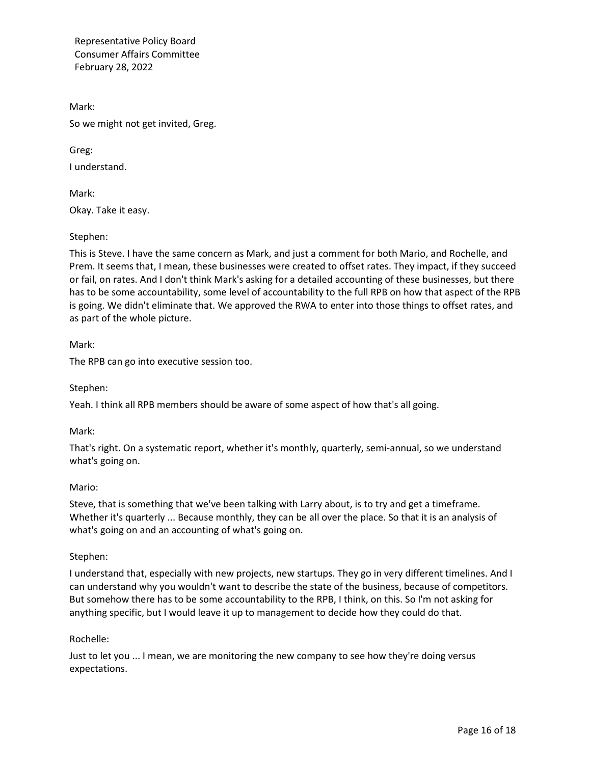Mark:

So we might not get invited, Greg.

Greg:

I understand.

Mark:

Okay. Take it easy.

Stephen:

This is Steve. I have the same concern as Mark, and just a comment for both Mario, and Rochelle, and Prem. It seems that, I mean, these businesses were created to offset rates. They impact, if they succeed or fail, on rates. And I don't think Mark's asking for a detailed accounting of these businesses, but there has to be some accountability, some level of accountability to the full RPB on how that aspect of the RPB is going. We didn't eliminate that. We approved the RWA to enter into those things to offset rates, and as part of the whole picture.

Mark:

The RPB can go into executive session too.

Stephen:

Yeah. I think all RPB members should be aware of some aspect of how that's all going.

Mark:

That's right. On a systematic report, whether it's monthly, quarterly, semi-annual, so we understand what's going on.

Mario:

Steve, that is something that we've been talking with Larry about, is to try and get a timeframe. Whether it's quarterly ... Because monthly, they can be all over the place. So that it is an analysis of what's going on and an accounting of what's going on.

Stephen:

I understand that, especially with new projects, new startups. They go in very different timelines. And I can understand why you wouldn't want to describe the state of the business, because of competitors. But somehow there has to be some accountability to the RPB, I think, on this. So I'm not asking for anything specific, but I would leave it up to management to decide how they could do that.

Rochelle:

Just to let you ... I mean, we are monitoring the new company to see how they're doing versus expectations.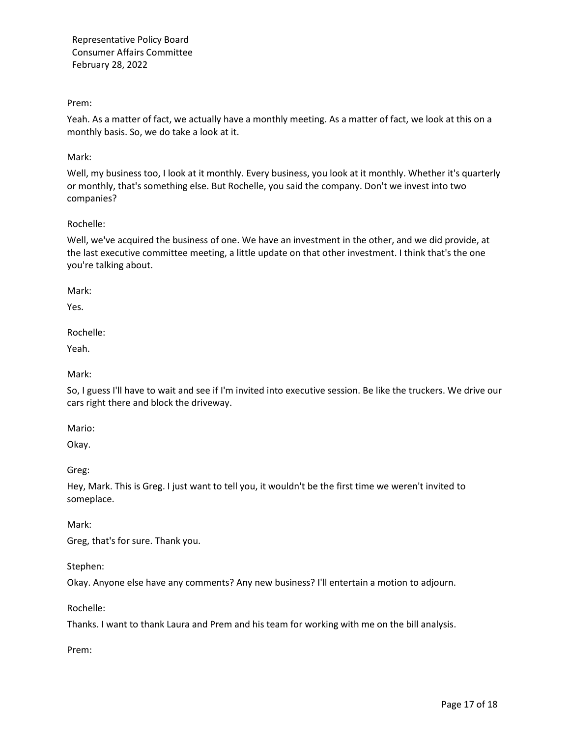Prem:

Yeah. As a matter of fact, we actually have a monthly meeting. As a matter of fact, we look at this on a monthly basis. So, we do take a look at it.

Mark:

Well, my business too, I look at it monthly. Every business, you look at it monthly. Whether it's quarterly or monthly, that's something else. But Rochelle, you said the company. Don't we invest into two companies?

Rochelle:

Well, we've acquired the business of one. We have an investment in the other, and we did provide, at the last executive committee meeting, a little update on that other investment. I think that's the one you're talking about.

Mark:

Yes.

Rochelle:

Yeah.

Mark:

So, I guess I'll have to wait and see if I'm invited into executive session. Be like the truckers. We drive our cars right there and block the driveway.

Mario:

Okay.

Greg:

Hey, Mark. This is Greg. I just want to tell you, it wouldn't be the first time we weren't invited to someplace.

Mark:

Greg, that's for sure. Thank you.

Stephen:

Okay. Anyone else have any comments? Any new business? I'll entertain a motion to adjourn.

Rochelle:

Thanks. I want to thank Laura and Prem and his team for working with me on the bill analysis.

Prem: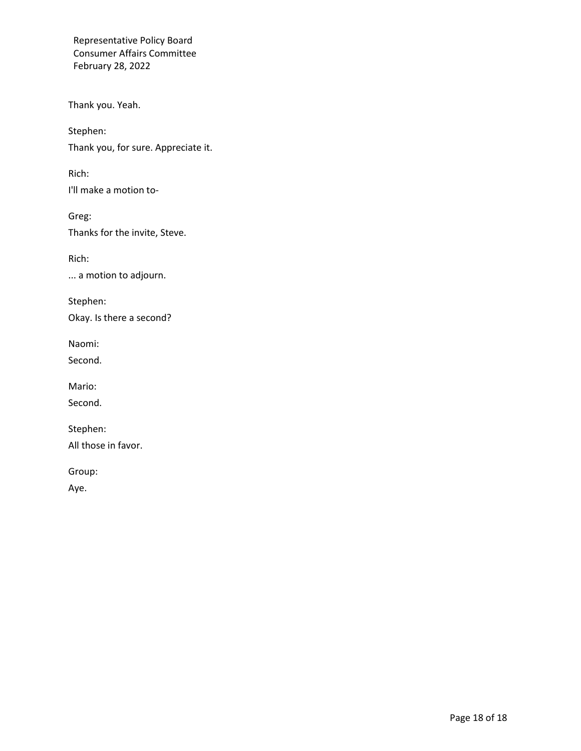Thank you. Yeah.

Stephen:

Thank you, for sure. Appreciate it.

Rich:

I'll make a motion to-

Greg:

Thanks for the invite, Steve.

Rich:

... a motion to adjourn.

Stephen:

Okay. Is there a second?

Naomi:

Second.

Mario:

Second.

Stephen:

All those in favor.

Group:

Aye.